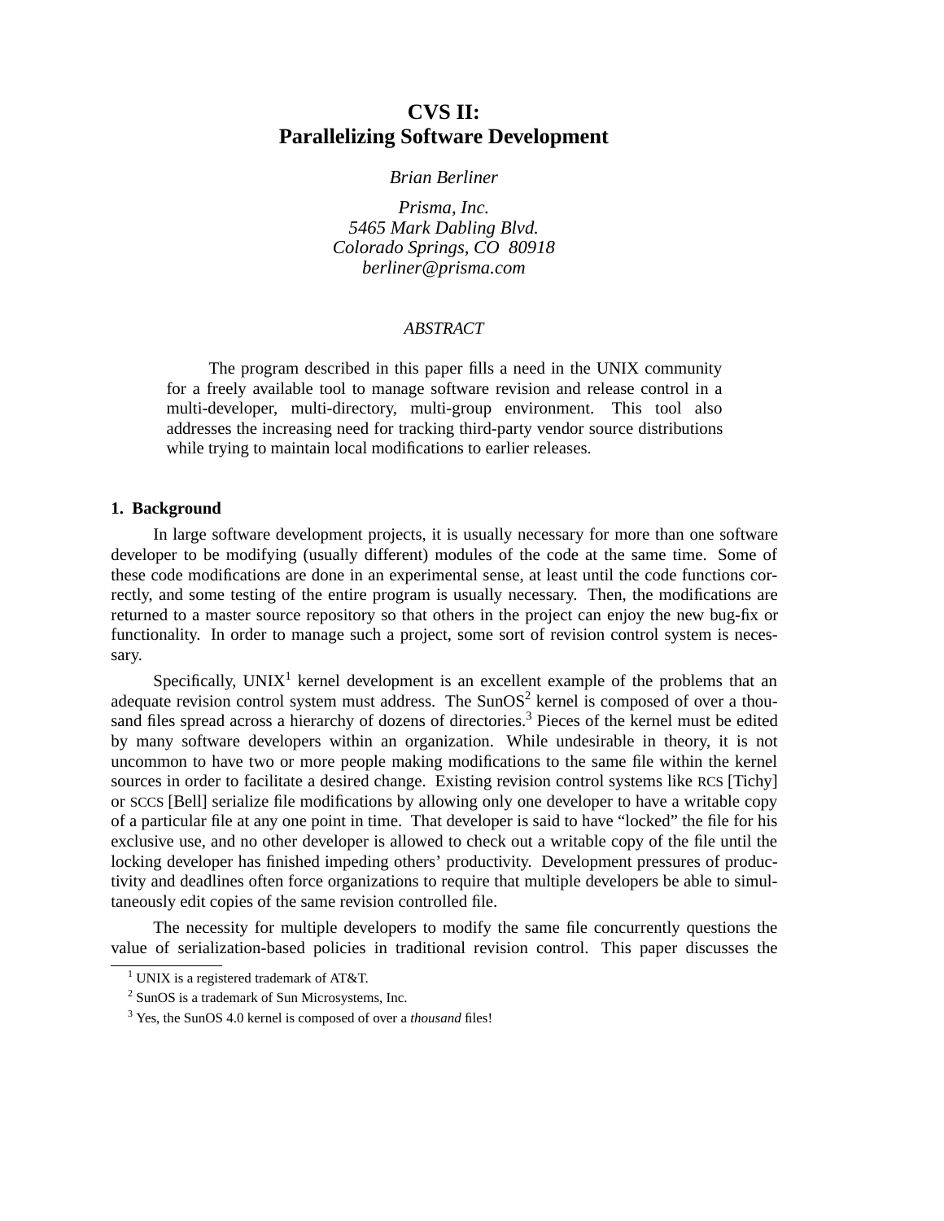# CVS II: Parallelizing Software Development

*Brian Berliner*

*Prisma, Inc.*
*5465 Mark Dabling Blvd.*
*Colorado Springs, CO 80918*
*berliner@prisma.com*

*ABSTRACT*

The program described in this paper fills a need in the UNIX community for a freely available tool to manage software revision and release control in a multi-developer, multi-directory, multi-group environment. This tool also addresses the increasing need for tracking third-party vendor source distributions while trying to maintain local modifications to earlier releases.

## 1. Background

In large software development projects, it is usually necessary for more than one software developer to be modifying (usually different) modules of the code at the same time. Some of these code modifications are done in an experimental sense, at least until the code functions correctly, and some testing of the entire program is usually necessary. Then, the modifications are returned to a master source repository so that others in the project can enjoy the new bug-fix or functionality. In order to manage such a project, some sort of revision control system is necessary.

Specifically, UNIX[1] kernel development is an excellent example of the problems that an adequate revision control system must address. The SunOS[2] kernel is composed of over a thousand files spread across a hierarchy of dozens of directories.[3] Pieces of the kernel must be edited by many software developers within an organization. While undesirable in theory, it is not uncommon to have two or more people making modifications to the same file within the kernel sources in order to facilitate a desired change. Existing revision control systems like RCS [Tichy] or SCCS [Bell] serialize file modifications by allowing only one developer to have a writable copy of a particular file at any one point in time. That developer is said to have "locked" the file for his exclusive use, and no other developer is allowed to check out a writable copy of the file until the locking developer has finished impeding others' productivity. Development pressures of productivity and deadlines often force organizations to require that multiple developers be able to simultaneously edit copies of the same revision controlled file.

The necessity for multiple developers to modify the same file concurrently questions the value of serialization-based policies in traditional revision control. This paper discusses the

[1] UNIX is a registered trademark of AT&T.

[2] SunOS is a trademark of Sun Microsystems, Inc.

[3] Yes, the SunOS 4.0 kernel is composed of over a *thousand* files!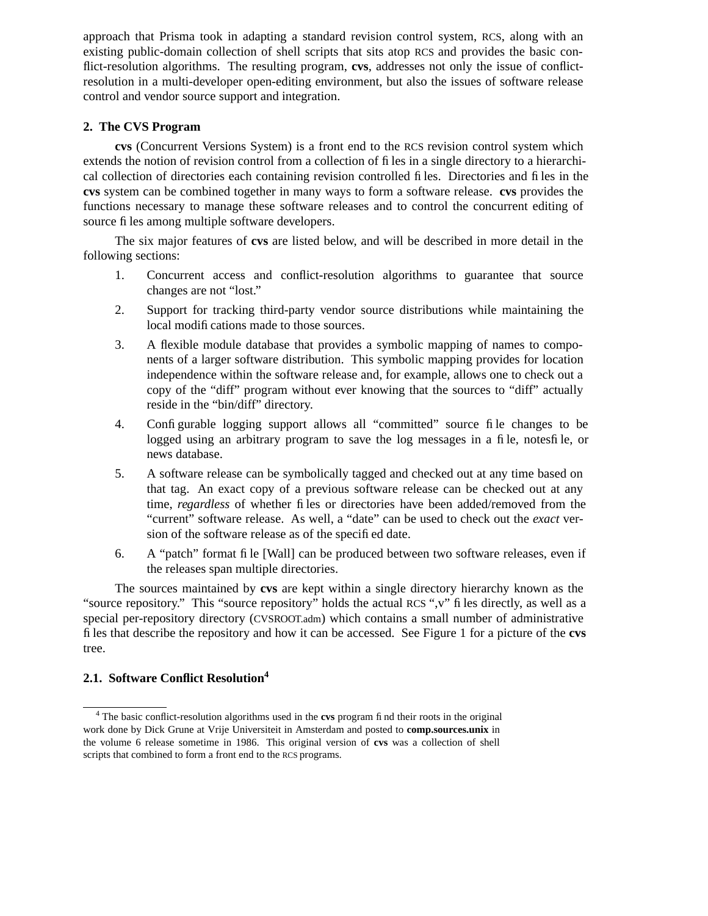approach that Prisma took in adapting a standard revision control system, RCS, along with an existing public-domain collection of shell scripts that sits atop RCS and provides the basic conflict-resolution algorithms. The resulting program, **cvs**, addresses not only the issue of conflict-resolution in a multi-developer open-editing environment, but also the issues of software release control and vendor source support and integration.

## 2. The CVS Program

**cvs** (Concurrent Versions System) is a front end to the RCS revision control system which extends the notion of revision control from a collection of files in a single directory to a hierarchical collection of directories each containing revision controlled files. Directories and files in the **cvs** system can be combined together in many ways to form a software release. **cvs** provides the functions necessary to manage these software releases and to control the concurrent editing of source files among multiple software developers.

The six major features of **cvs** are listed below, and will be described in more detail in the following sections:

1. Concurrent access and conflict-resolution algorithms to guarantee that source changes are not "lost."
2. Support for tracking third-party vendor source distributions while maintaining the local modifications made to those sources.
3. A flexible module database that provides a symbolic mapping of names to components of a larger software distribution. This symbolic mapping provides for location independence within the software release and, for example, allows one to check out a copy of the "diff" program without ever knowing that the sources to "diff" actually reside in the "bin/diff" directory.
4. Configurable logging support allows all "committed" source file changes to be logged using an arbitrary program to save the log messages in a file, notesfile, or news database.
5. A software release can be symbolically tagged and checked out at any time based on that tag. An exact copy of a previous software release can be checked out at any time, *regardless* of whether files or directories have been added/removed from the "current" software release. As well, a "date" can be used to check out the *exact* version of the software release as of the specified date.
6. A "patch" format file [Wall] can be produced between two software releases, even if the releases span multiple directories.

The sources maintained by **cvs** are kept within a single directory hierarchy known as the "source repository." This "source repository" holds the actual RCS ",v" files directly, as well as a special per-repository directory (CVSROOT.adm) which contains a small number of administrative files that describe the repository and how it can be accessed. See Figure 1 for a picture of the **cvs** tree.

### 2.1. Software Conflict Resolution[4]

[4] The basic conflict-resolution algorithms used in the **cvs** program find their roots in the original work done by Dick Grune at Vrije Universiteit in Amsterdam and posted to **comp.sources.unix** in the volume 6 release sometime in 1986. This original version of **cvs** was a collection of shell scripts that combined to form a front end to the RCS programs.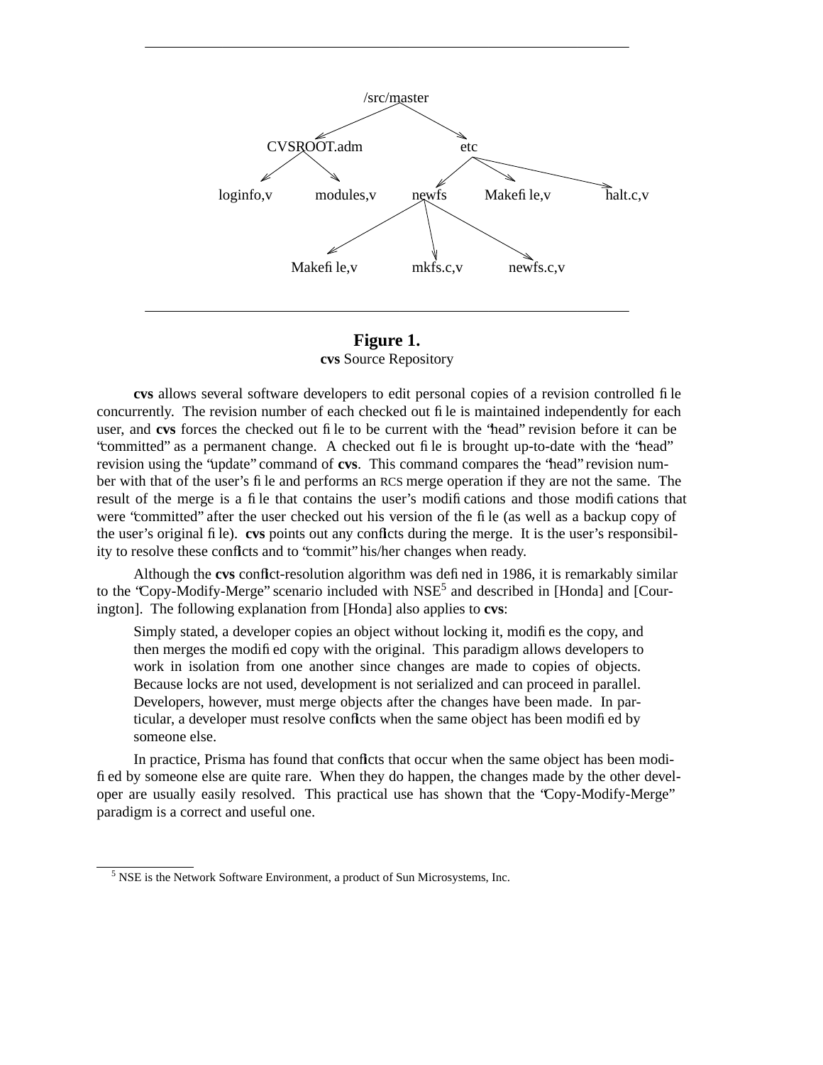```
/src/master
├── CVSROOT.adm
│   ├── loginfo,v
│   └── modules,v
└── etc
    ├── newfs
    │   ├── Makefile,v
    │   ├── mkfs.c,v
    │   └── newfs.c,v
    ├── Makefile,v
    └── halt.c,v
```

**Figure 1.**
**cvs** Source Repository

**cvs** allows several software developers to edit personal copies of a revision controlled file concurrently. The revision number of each checked out file is maintained independently for each user, and **cvs** forces the checked out file to be current with the "head" revision before it can be "committed" as a permanent change. A checked out file is brought up-to-date with the "head" revision using the "update" command of **cvs**. This command compares the "head" revision number with that of the user's file and performs an RCS merge operation if they are not the same. The result of the merge is a file that contains the user's modifications and those modifications that were "committed" after the user checked out his version of the file (as well as a backup copy of the user's original file). **cvs** points out any conflicts during the merge. It is the user's responsibility to resolve these conflicts and to "commit" his/her changes when ready.

Although the **cvs** conflict-resolution algorithm was defined in 1986, it is remarkably similar to the "Copy-Modify-Merge" scenario included with NSE[5] and described in [Honda] and [Courington]. The following explanation from [Honda] also applies to **cvs**:

> Simply stated, a developer copies an object without locking it, modifies the copy, and then merges the modified copy with the original. This paradigm allows developers to work in isolation from one another since changes are made to copies of objects. Because locks are not used, development is not serialized and can proceed in parallel. Developers, however, must merge objects after the changes have been made. In particular, a developer must resolve conflicts when the same object has been modified by someone else.

In practice, Prisma has found that conflicts that occur when the same object has been modified by someone else are quite rare. When they do happen, the changes made by the other developer are usually easily resolved. This practical use has shown that the "Copy-Modify-Merge" paradigm is a correct and useful one.

---

[5] NSE is the Network Software Environment, a product of Sun Microsystems, Inc.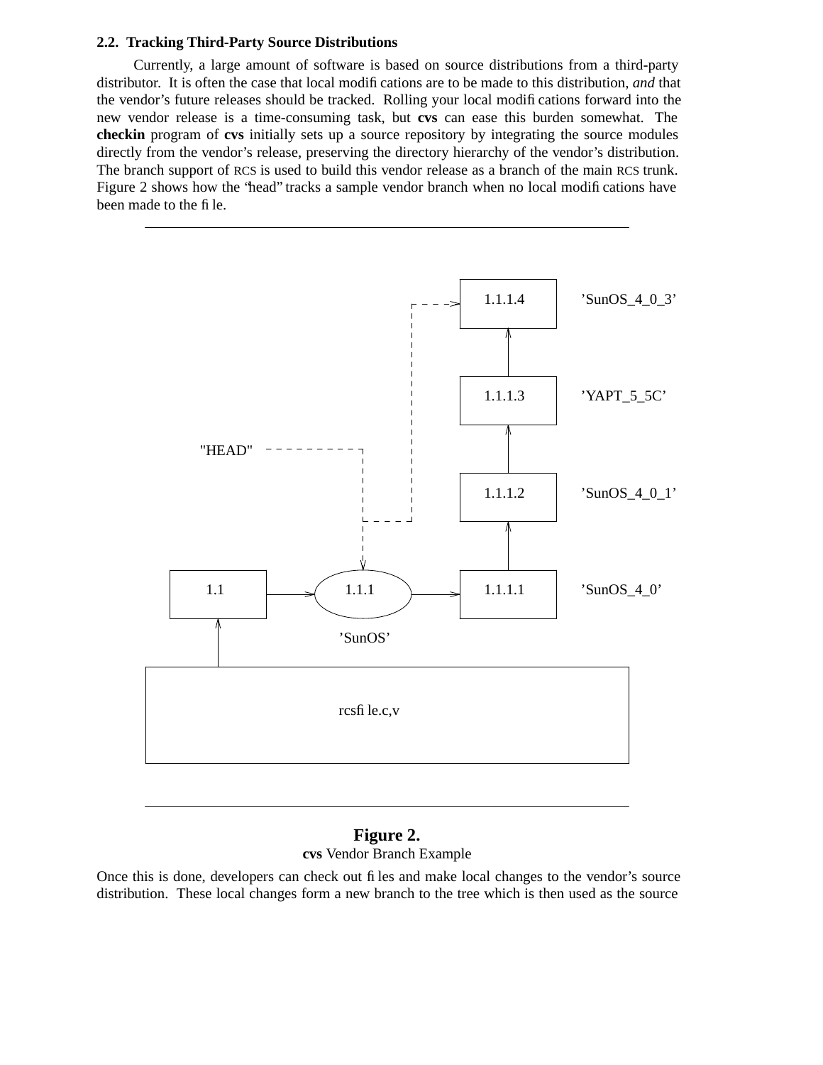### 2.2. Tracking Third-Party Source Distributions

Currently, a large amount of software is based on source distributions from a third-party distributor. It is often the case that local modifications are to be made to this distribution, *and* that the vendor's future releases should be tracked. Rolling your local modifications forward into the new vendor release is a time-consuming task, but **cvs** can ease this burden somewhat. The **checkin** program of **cvs** initially sets up a source repository by integrating the source modules directly from the vendor's release, preserving the directory hierarchy of the vendor's distribution. The branch support of RCS is used to build this vendor release as a branch of the main RCS trunk. Figure 2 shows how the "head" tracks a sample vendor branch when no local modifications have been made to the file.

**Figure 2.**
**cvs** Vendor Branch Example

Once this is done, developers can check out files and make local changes to the vendor's source distribution. These local changes form a new branch to the tree which is then used as the source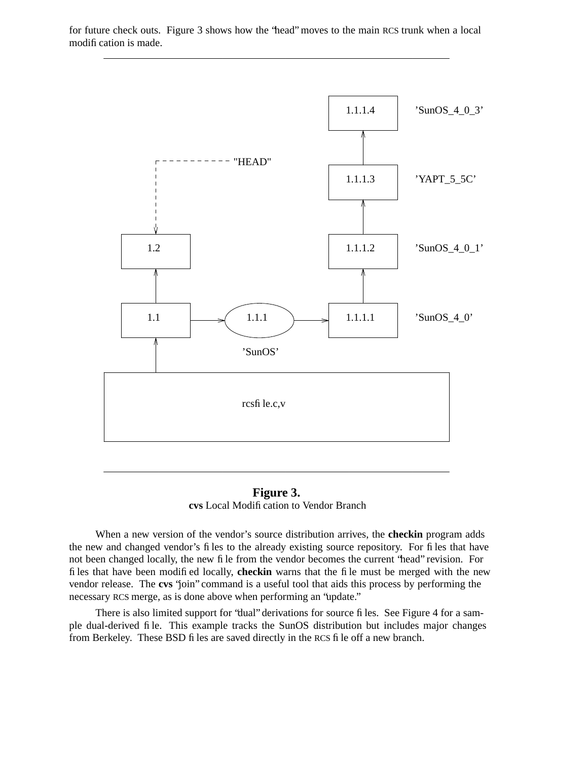for future check outs. Figure 3 shows how the "head" moves to the main RCS trunk when a local modification is made.

**Figure 3.**
**cvs** Local Modification to Vendor Branch

When a new version of the vendor's source distribution arrives, the **checkin** program adds the new and changed vendor's files to the already existing source repository. For files that have not been changed locally, the new file from the vendor becomes the current "head" revision. For files that have been modified locally, **checkin** warns that the file must be merged with the new vendor release. The **cvs** "join" command is a useful tool that aids this process by performing the necessary RCS merge, as is done above when performing an "update."

There is also limited support for "dual" derivations for source files. See Figure 4 for a sample dual-derived file. This example tracks the SunOS distribution but includes major changes from Berkeley. These BSD files are saved directly in the RCS file off a new branch.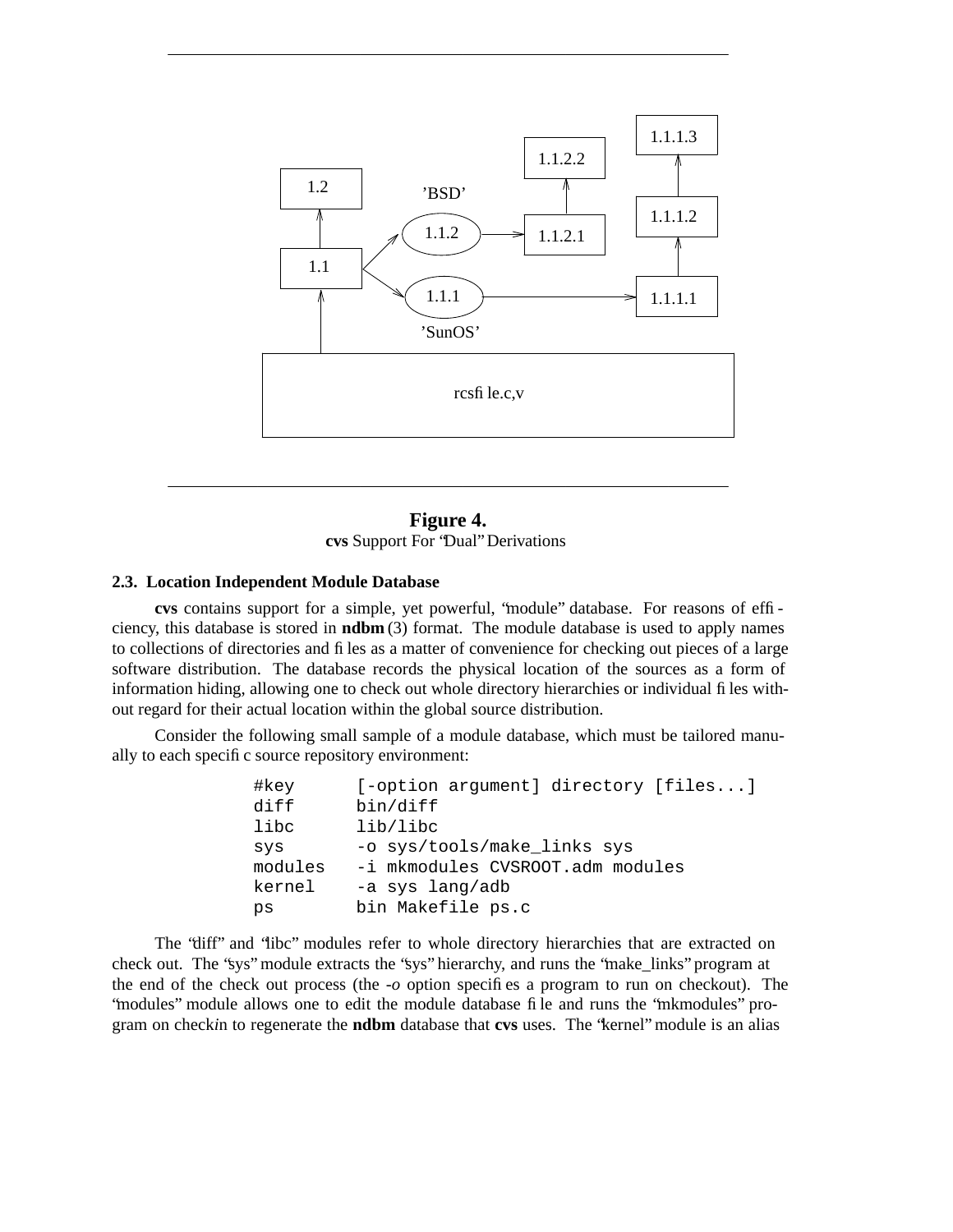**Figure 4.**
**cvs** Support For "Dual" Derivations

### 2.3. Location Independent Module Database

**cvs** contains support for a simple, yet powerful, "module" database. For reasons of efficiency, this database is stored in **ndbm** (3) format. The module database is used to apply names to collections of directories and files as a matter of convenience for checking out pieces of a large software distribution. The database records the physical location of the sources as a form of information hiding, allowing one to check out whole directory hierarchies or individual files without regard for their actual location within the global source distribution.

Consider the following small sample of a module database, which must be tailored manually to each specific source repository environment:

```
#key       [-option argument] directory [files...]
diff       bin/diff
libc       lib/libc
sys        -o sys/tools/make_links sys
modules    -i mkmodules CVSROOT.adm modules
kernel     -a sys lang/adb
ps         bin Makefile ps.c
```

The "diff" and "libc" modules refer to whole directory hierarchies that are extracted on check out. The "sys" module extracts the "sys" hierarchy, and runs the "make_links" program at the end of the check out process (the *-o* option specifies a program to run on checkout). The "modules" module allows one to edit the module database file and runs the "mkmodules" program on check*in* to regenerate the **ndbm** database that **cvs** uses. The "kernel" module is an alias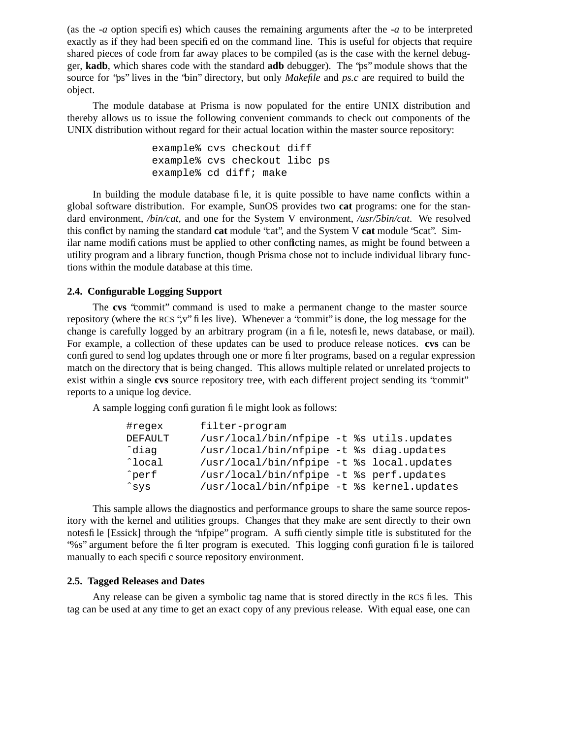(as the *-a* option specifies) which causes the remaining arguments after the *-a* to be interpreted exactly as if they had been specified on the command line. This is useful for objects that require shared pieces of code from far away places to be compiled (as is the case with the kernel debugger, **kadb**, which shares code with the standard **adb** debugger). The "ps" module shows that the source for "ps" lives in the "bin" directory, but only *Makefile* and *ps.c* are required to build the object.

The module database at Prisma is now populated for the entire UNIX distribution and thereby allows us to issue the following convenient commands to check out components of the UNIX distribution without regard for their actual location within the master source repository:

```
example% cvs checkout diff
example% cvs checkout libc ps
example% cd diff; make
```

In building the module database file, it is quite possible to have name conflicts within a global software distribution. For example, SunOS provides two **cat** programs: one for the standard environment, */bin/cat*, and one for the System V environment, */usr/5bin/cat*. We resolved this conflict by naming the standard **cat** module "cat", and the System V **cat** module "5cat". Similar name modifications must be applied to other conflicting names, as might be found between a utility program and a library function, though Prisma chose not to include individual library functions within the module database at this time.

### 2.4. Configurable Logging Support

The **cvs** "commit" command is used to make a permanent change to the master source repository (where the RCS ",v" files live). Whenever a "commit" is done, the log message for the change is carefully logged by an arbitrary program (in a file, notesfile, news database, or mail). For example, a collection of these updates can be used to produce release notices. **cvs** can be configured to send log updates through one or more filter programs, based on a regular expression match on the directory that is being changed. This allows multiple related or unrelated projects to exist within a single **cvs** source repository tree, with each different project sending its "commit" reports to a unique log device.

A sample logging configuration file might look as follows:

```
#regex      filter-program
DEFAULT     /usr/local/bin/nfpipe -t %s utils.updates
^diag       /usr/local/bin/nfpipe -t %s diag.updates
^local      /usr/local/bin/nfpipe -t %s local.updates
^perf       /usr/local/bin/nfpipe -t %s perf.updates
^sys        /usr/local/bin/nfpipe -t %s kernel.updates
```

This sample allows the diagnostics and performance groups to share the same source repository with the kernel and utilities groups. Changes that they make are sent directly to their own notesfile [Essick] through the "nfpipe" program. A sufficiently simple title is substituted for the "%s" argument before the filter program is executed. This logging configuration file is tailored manually to each specific source repository environment.

### 2.5. Tagged Releases and Dates

Any release can be given a symbolic tag name that is stored directly in the RCS files. This tag can be used at any time to get an exact copy of any previous release. With equal ease, one can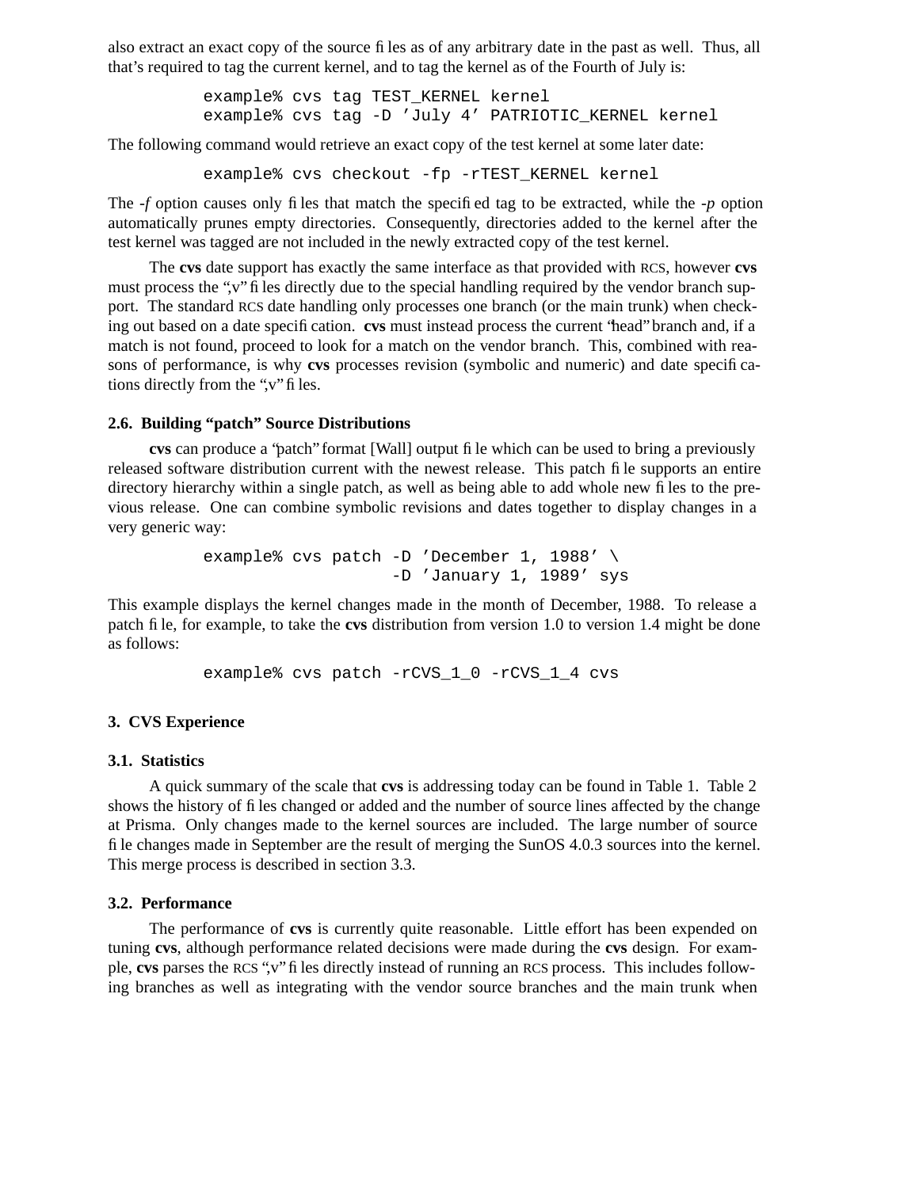also extract an exact copy of the source files as of any arbitrary date in the past as well. Thus, all that's required to tag the current kernel, and to tag the kernel as of the Fourth of July is:

```
example% cvs tag TEST_KERNEL kernel
example% cvs tag -D 'July 4' PATRIOTIC_KERNEL kernel
```

The following command would retrieve an exact copy of the test kernel at some later date:

```
example% cvs checkout -fp -rTEST_KERNEL kernel
```

The *-f* option causes only files that match the specified tag to be extracted, while the *-p* option automatically prunes empty directories. Consequently, directories added to the kernel after the test kernel was tagged are not included in the newly extracted copy of the test kernel.

The **cvs** date support has exactly the same interface as that provided with RCS, however **cvs** must process the ",v" files directly due to the special handling required by the vendor branch support. The standard RCS date handling only processes one branch (or the main trunk) when checking out based on a date specification. **cvs** must instead process the current "head" branch and, if a match is not found, proceed to look for a match on the vendor branch. This, combined with reasons of performance, is why **cvs** processes revision (symbolic and numeric) and date specifications directly from the ",v" files.

### 2.6. Building "patch" Source Distributions

**cvs** can produce a "patch" format [Wall] output file which can be used to bring a previously released software distribution current with the newest release. This patch file supports an entire directory hierarchy within a single patch, as well as being able to add whole new files to the previous release. One can combine symbolic revisions and dates together to display changes in a very generic way:

```
example% cvs patch -D 'December 1, 1988' \
                   -D 'January 1, 1989' sys
```

This example displays the kernel changes made in the month of December, 1988. To release a patch file, for example, to take the **cvs** distribution from version 1.0 to version 1.4 might be done as follows:

```
example% cvs patch -rCVS_1_0 -rCVS_1_4 cvs
```

## 3. CVS Experience

### 3.1. Statistics

A quick summary of the scale that **cvs** is addressing today can be found in Table 1. Table 2 shows the history of files changed or added and the number of source lines affected by the change at Prisma. Only changes made to the kernel sources are included. The large number of source file changes made in September are the result of merging the SunOS 4.0.3 sources into the kernel. This merge process is described in section 3.3.

### 3.2. Performance

The performance of **cvs** is currently quite reasonable. Little effort has been expended on tuning **cvs**, although performance related decisions were made during the **cvs** design. For example, **cvs** parses the RCS ",v" files directly instead of running an RCS process. This includes following branches as well as integrating with the vendor source branches and the main trunk when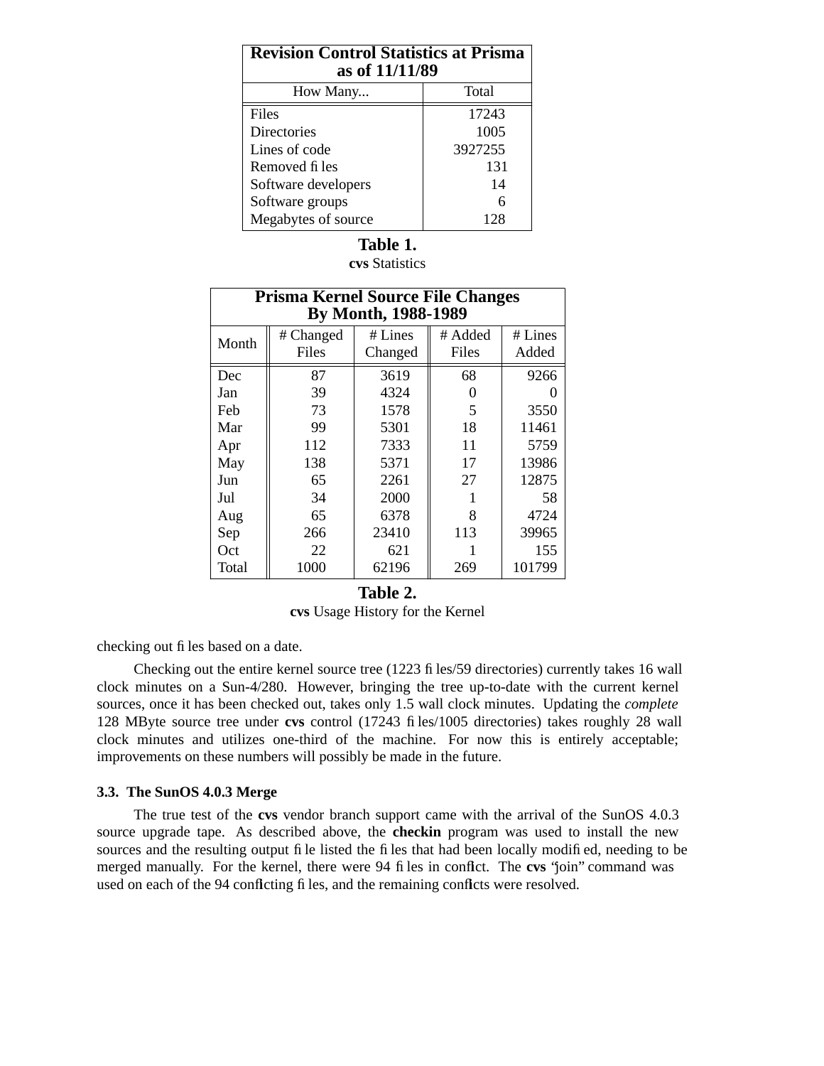| Revision Control Statistics at Prisma as of 11/11/89 | |
|---|---|
| How Many... | Total |
| Files | 17243 |
| Directories | 1005 |
| Lines of code | 3927255 |
| Removed files | 131 |
| Software developers | 14 |
| Software groups | 6 |
| Megabytes of source | 128 |

**Table 1.**
**cvs** Statistics

| Prisma Kernel Source File Changes By Month, 1988-1989 | | | | |
|---|---|---|---|---|
| Month | # Changed Files | # Lines Changed | # Added Files | # Lines Added |
| Dec | 87 | 3619 | 68 | 9266 |
| Jan | 39 | 4324 | 0 | 0 |
| Feb | 73 | 1578 | 5 | 3550 |
| Mar | 99 | 5301 | 18 | 11461 |
| Apr | 112 | 7333 | 11 | 5759 |
| May | 138 | 5371 | 17 | 13986 |
| Jun | 65 | 2261 | 27 | 12875 |
| Jul | 34 | 2000 | 1 | 58 |
| Aug | 65 | 6378 | 8 | 4724 |
| Sep | 266 | 23410 | 113 | 39965 |
| Oct | 22 | 621 | 1 | 155 |
| Total | 1000 | 62196 | 269 | 101799 |

**Table 2.**
**cvs** Usage History for the Kernel

checking out files based on a date.

Checking out the entire kernel source tree (1223 files/59 directories) currently takes 16 wall clock minutes on a Sun-4/280. However, bringing the tree up-to-date with the current kernel sources, once it has been checked out, takes only 1.5 wall clock minutes. Updating the *complete* 128 MByte source tree under **cvs** control (17243 files/1005 directories) takes roughly 28 wall clock minutes and utilizes one-third of the machine. For now this is entirely acceptable; improvements on these numbers will possibly be made in the future.

### 3.3. The SunOS 4.0.3 Merge

The true test of the **cvs** vendor branch support came with the arrival of the SunOS 4.0.3 source upgrade tape. As described above, the **checkin** program was used to install the new sources and the resulting output file listed the files that had been locally modified, needing to be merged manually. For the kernel, there were 94 files in conflict. The **cvs** "join" command was used on each of the 94 conflicting files, and the remaining conflicts were resolved.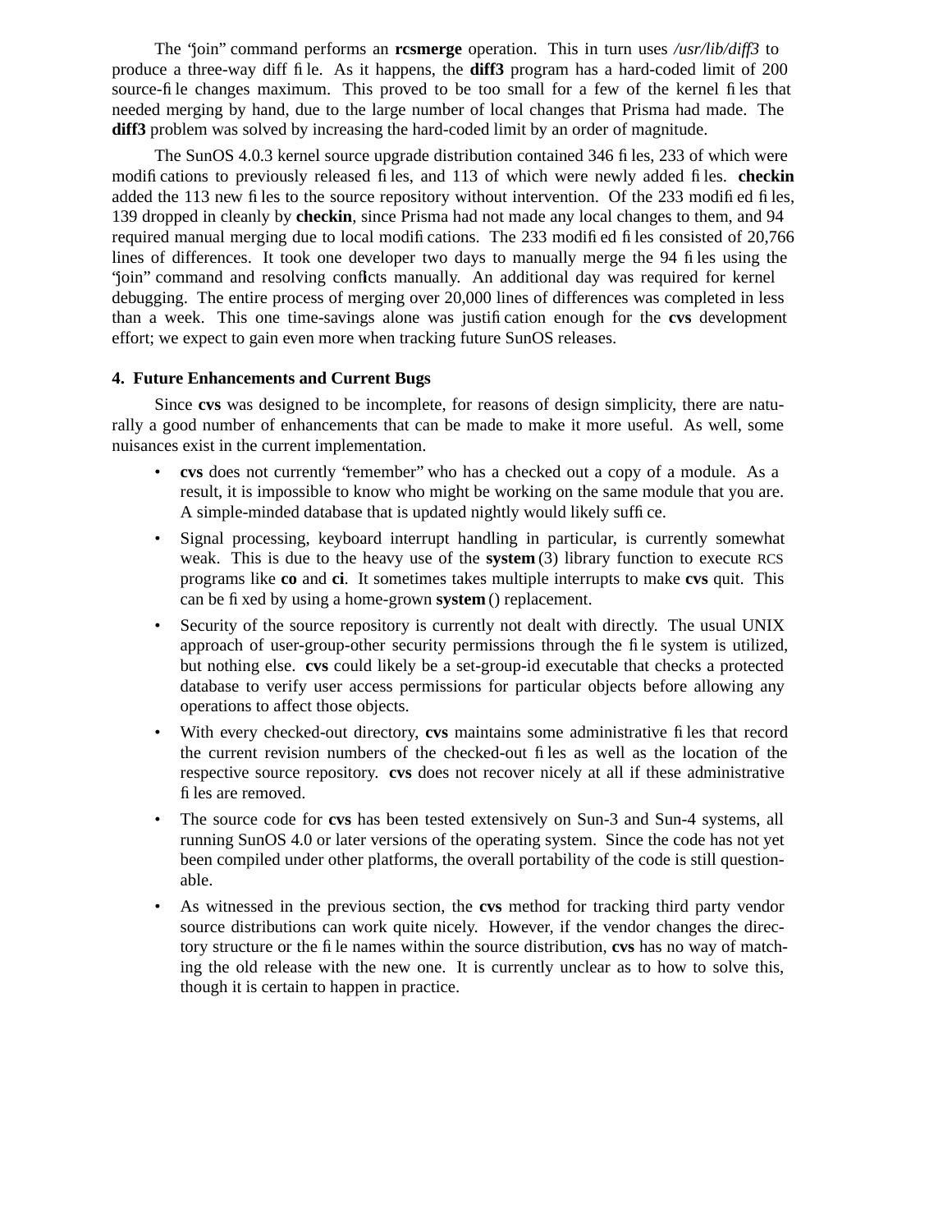The "join" command performs an **rcsmerge** operation. This in turn uses */usr/lib/diff3* to produce a three-way diff file. As it happens, the **diff3** program has a hard-coded limit of 200 source-file changes maximum. This proved to be too small for a few of the kernel files that needed merging by hand, due to the large number of local changes that Prisma had made. The **diff3** problem was solved by increasing the hard-coded limit by an order of magnitude.

The SunOS 4.0.3 kernel source upgrade distribution contained 346 files, 233 of which were modifications to previously released files, and 113 of which were newly added files. **checkin** added the 113 new files to the source repository without intervention. Of the 233 modified files, 139 dropped in cleanly by **checkin**, since Prisma had not made any local changes to them, and 94 required manual merging due to local modifications. The 233 modified files consisted of 20,766 lines of differences. It took one developer two days to manually merge the 94 files using the "join" command and resolving conflicts manually. An additional day was required for kernel debugging. The entire process of merging over 20,000 lines of differences was completed in less than a week. This one time-savings alone was justification enough for the **cvs** development effort; we expect to gain even more when tracking future SunOS releases.

## 4. Future Enhancements and Current Bugs

Since **cvs** was designed to be incomplete, for reasons of design simplicity, there are naturally a good number of enhancements that can be made to make it more useful. As well, some nuisances exist in the current implementation.

- **cvs** does not currently "remember" who has a checked out a copy of a module. As a result, it is impossible to know who might be working on the same module that you are. A simple-minded database that is updated nightly would likely suffice.
- Signal processing, keyboard interrupt handling in particular, is currently somewhat weak. This is due to the heavy use of the **system** (3) library function to execute RCS programs like **co** and **ci**. It sometimes takes multiple interrupts to make **cvs** quit. This can be fixed by using a home-grown **system** () replacement.
- Security of the source repository is currently not dealt with directly. The usual UNIX approach of user-group-other security permissions through the file system is utilized, but nothing else. **cvs** could likely be a set-group-id executable that checks a protected database to verify user access permissions for particular objects before allowing any operations to affect those objects.
- With every checked-out directory, **cvs** maintains some administrative files that record the current revision numbers of the checked-out files as well as the location of the respective source repository. **cvs** does not recover nicely at all if these administrative files are removed.
- The source code for **cvs** has been tested extensively on Sun-3 and Sun-4 systems, all running SunOS 4.0 or later versions of the operating system. Since the code has not yet been compiled under other platforms, the overall portability of the code is still questionable.
- As witnessed in the previous section, the **cvs** method for tracking third party vendor source distributions can work quite nicely. However, if the vendor changes the directory structure or the file names within the source distribution, **cvs** has no way of matching the old release with the new one. It is currently unclear as to how to solve this, though it is certain to happen in practice.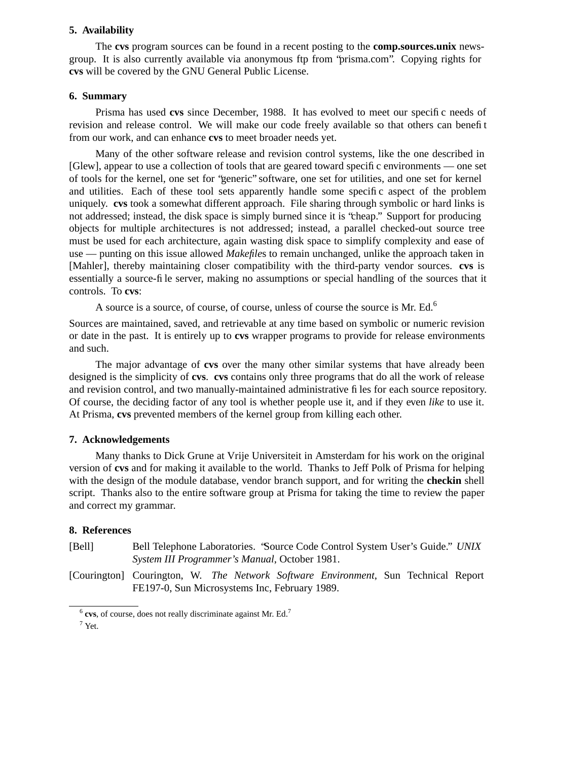## 5. Availability

The **cvs** program sources can be found in a recent posting to the **comp.sources.unix** newsgroup. It is also currently available via anonymous ftp from "prisma.com". Copying rights for **cvs** will be covered by the GNU General Public License.

## 6. Summary

Prisma has used **cvs** since December, 1988. It has evolved to meet our specific needs of revision and release control. We will make our code freely available so that others can benefit from our work, and can enhance **cvs** to meet broader needs yet.

Many of the other software release and revision control systems, like the one described in [Glew], appear to use a collection of tools that are geared toward specific environments — one set of tools for the kernel, one set for "generic" software, one set for utilities, and one set for kernel and utilities. Each of these tool sets apparently handle some specific aspect of the problem uniquely. **cvs** took a somewhat different approach. File sharing through symbolic or hard links is not addressed; instead, the disk space is simply burned since it is "cheap." Support for producing objects for multiple architectures is not addressed; instead, a parallel checked-out source tree must be used for each architecture, again wasting disk space to simplify complexity and ease of use — punting on this issue allowed *Makefile*s to remain unchanged, unlike the approach taken in [Mahler], thereby maintaining closer compatibility with the third-party vendor sources. **cvs** is essentially a source-file server, making no assumptions or special handling of the sources that it controls. To **cvs**:

A source is a source, of course, of course, unless of course the source is Mr. Ed.[6]

Sources are maintained, saved, and retrievable at any time based on symbolic or numeric revision or date in the past. It is entirely up to **cvs** wrapper programs to provide for release environments and such.

The major advantage of **cvs** over the many other similar systems that have already been designed is the simplicity of **cvs**. **cvs** contains only three programs that do all the work of release and revision control, and two manually-maintained administrative files for each source repository. Of course, the deciding factor of any tool is whether people use it, and if they even *like* to use it. At Prisma, **cvs** prevented members of the kernel group from killing each other.

## 7. Acknowledgements

Many thanks to Dick Grune at Vrije Universiteit in Amsterdam for his work on the original version of **cvs** and for making it available to the world. Thanks to Jeff Polk of Prisma for helping with the design of the module database, vendor branch support, and for writing the **checkin** shell script. Thanks also to the entire software group at Prisma for taking the time to review the paper and correct my grammar.

## 8. References

[Bell] Bell Telephone Laboratories. "Source Code Control System User's Guide." *UNIX System III Programmer's Manual*, October 1981.

[Courington] Courington, W. *The Network Software Environment*, Sun Technical Report FE197-0, Sun Microsystems Inc, February 1989.

---

[6] **cvs**, of course, does not really discriminate against Mr. Ed.[7]

[7] Yet.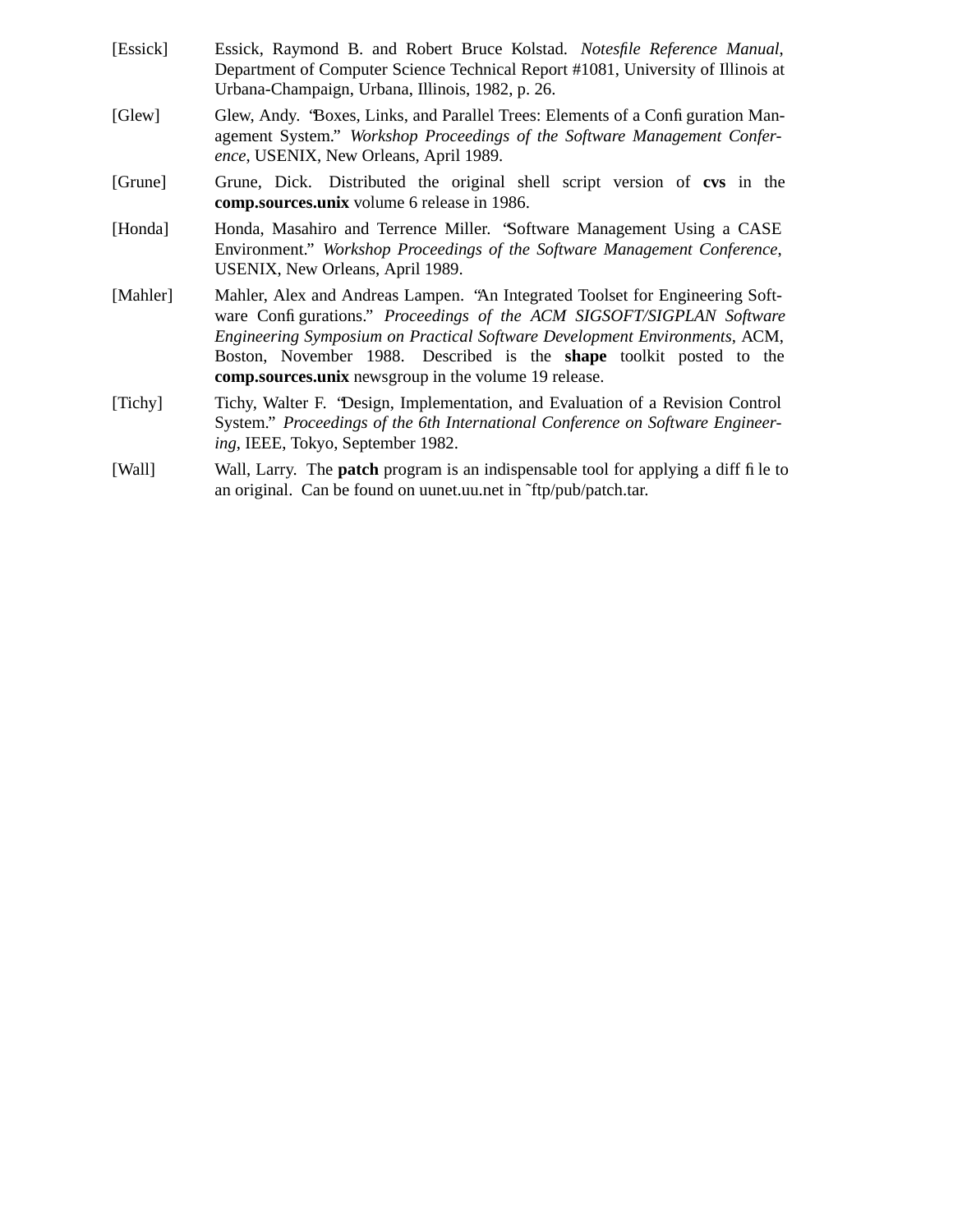[Essick] Essick, Raymond B. and Robert Bruce Kolstad. *Notesfile Reference Manual*, Department of Computer Science Technical Report #1081, University of Illinois at Urbana-Champaign, Urbana, Illinois, 1982, p. 26.

[Glew] Glew, Andy. "Boxes, Links, and Parallel Trees: Elements of a Configuration Management System." *Workshop Proceedings of the Software Management Conference*, USENIX, New Orleans, April 1989.

[Grune] Grune, Dick. Distributed the original shell script version of **cvs** in the **comp.sources.unix** volume 6 release in 1986.

[Honda] Honda, Masahiro and Terrence Miller. "Software Management Using a CASE Environment." *Workshop Proceedings of the Software Management Conference*, USENIX, New Orleans, April 1989.

[Mahler] Mahler, Alex and Andreas Lampen. "An Integrated Toolset for Engineering Software Configurations." *Proceedings of the ACM SIGSOFT/SIGPLAN Software Engineering Symposium on Practical Software Development Environments*, ACM, Boston, November 1988. Described is the **shape** toolkit posted to the **comp.sources.unix** newsgroup in the volume 19 release.

[Tichy] Tichy, Walter F. "Design, Implementation, and Evaluation of a Revision Control System." *Proceedings of the 6th International Conference on Software Engineering*, IEEE, Tokyo, September 1982.

[Wall] Wall, Larry. The **patch** program is an indispensable tool for applying a diff file to an original. Can be found on uunet.uu.net in ~ftp/pub/patch.tar.